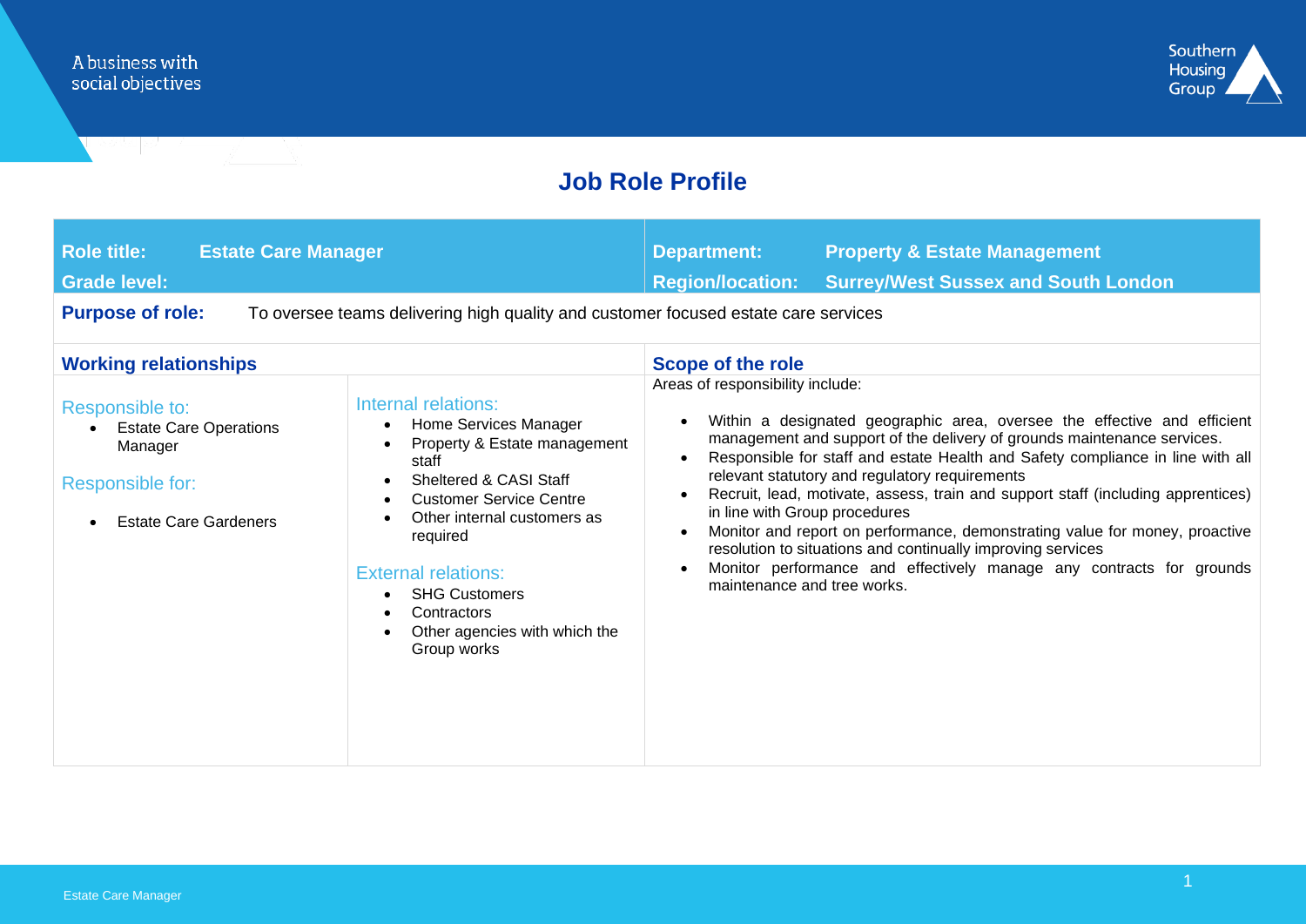A business with social objectives

Southern Housing Group

# Job Role Profile

| **Role title:** Estate Care Manager | **Department:** Property & Estate Management |
|---|---|
| **Grade level:** | **Region/location:** Surrey/West Sussex and South London |

**Purpose of role:** To oversee teams delivering high quality and customer focused estate care services

## Working relationships

**Responsible to:**
- Estate Care Operations Manager

**Responsible for:**
- Estate Care Gardeners

**Internal relations:**
- Home Services Manager
- Property & Estate management staff
- Sheltered & CASI Staff
- Customer Service Centre
- Other internal customers as required

**External relations:**
- SHG Customers
- Contractors
- Other agencies with which the Group works

## Scope of the role

Areas of responsibility include:

- Within a designated geographic area, oversee the effective and efficient management and support of the delivery of grounds maintenance services.
- Responsible for staff and estate Health and Safety compliance in line with all relevant statutory and regulatory requirements
- Recruit, lead, motivate, assess, train and support staff (including apprentices) in line with Group procedures
- Monitor and report on performance, demonstrating value for money, proactive resolution to situations and continually improving services
- Monitor performance and effectively manage any contracts for grounds maintenance and tree works.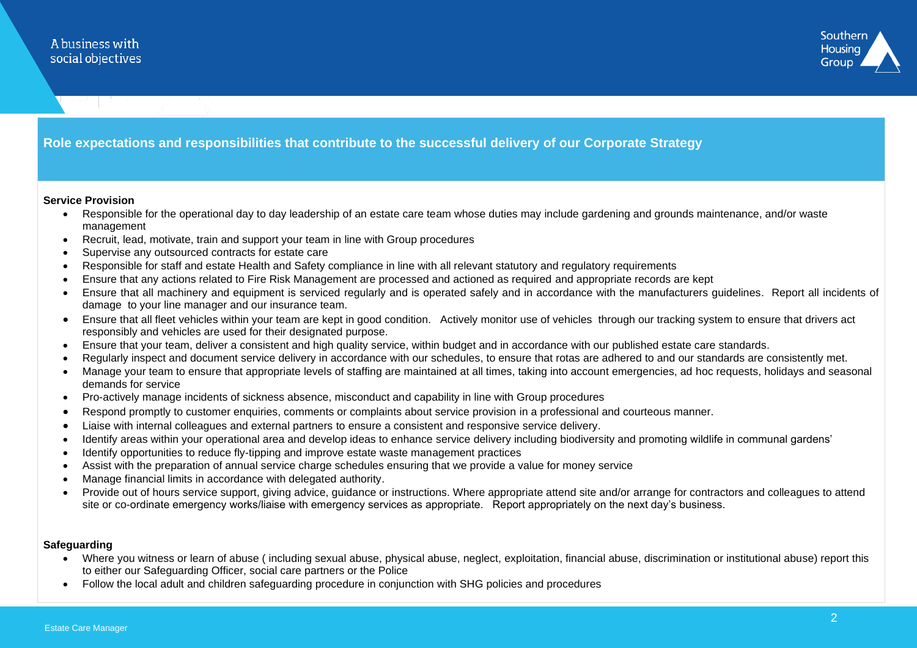## Role expectations and responsibilities that contribute to the successful delivery of our Corporate Strategy

**Service Provision**

- Responsible for the operational day to day leadership of an estate care team whose duties may include gardening and grounds maintenance, and/or waste management
- Recruit, lead, motivate, train and support your team in line with Group procedures
- Supervise any outsourced contracts for estate care
- Responsible for staff and estate Health and Safety compliance in line with all relevant statutory and regulatory requirements
- Ensure that any actions related to Fire Risk Management are processed and actioned as required and appropriate records are kept
- Ensure that all machinery and equipment is serviced regularly and is operated safely and in accordance with the manufacturers guidelines. Report all incidents of damage to your line manager and our insurance team.
- Ensure that all fleet vehicles within your team are kept in good condition. Actively monitor use of vehicles through our tracking system to ensure that drivers act responsibly and vehicles are used for their designated purpose.
- Ensure that your team, deliver a consistent and high quality service, within budget and in accordance with our published estate care standards.
- Regularly inspect and document service delivery in accordance with our schedules, to ensure that rotas are adhered to and our standards are consistently met.
- Manage your team to ensure that appropriate levels of staffing are maintained at all times, taking into account emergencies, ad hoc requests, holidays and seasonal demands for service
- Pro-actively manage incidents of sickness absence, misconduct and capability in line with Group procedures
- Respond promptly to customer enquiries, comments or complaints about service provision in a professional and courteous manner.
- Liaise with internal colleagues and external partners to ensure a consistent and responsive service delivery.
- Identify areas within your operational area and develop ideas to enhance service delivery including biodiversity and promoting wildlife in communal gardens'
- Identify opportunities to reduce fly-tipping and improve estate waste management practices
- Assist with the preparation of annual service charge schedules ensuring that we provide a value for money service
- Manage financial limits in accordance with delegated authority.
- Provide out of hours service support, giving advice, guidance or instructions. Where appropriate attend site and/or arrange for contractors and colleagues to attend site or co-ordinate emergency works/liaise with emergency services as appropriate. Report appropriately on the next day's business.

**Safeguarding**

- Where you witness or learn of abuse ( including sexual abuse, physical abuse, neglect, exploitation, financial abuse, discrimination or institutional abuse) report this to either our Safeguarding Officer, social care partners or the Police
- Follow the local adult and children safeguarding procedure in conjunction with SHG policies and procedures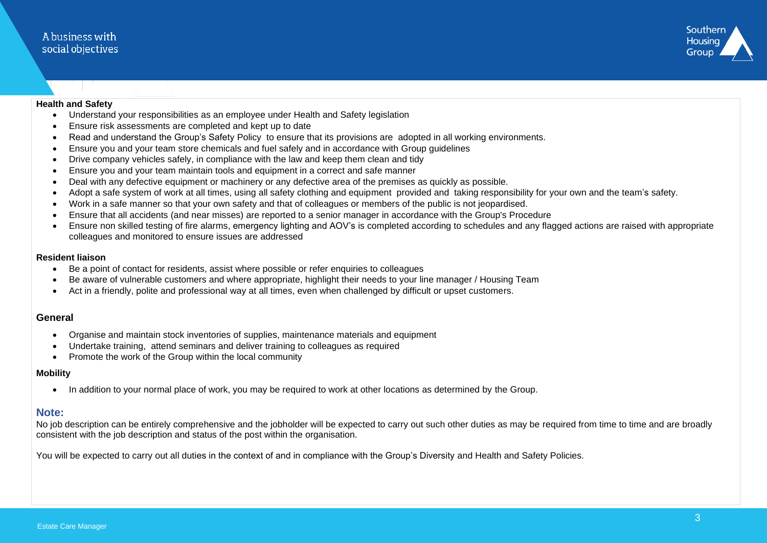**Health and Safety**

- Understand your responsibilities as an employee under Health and Safety legislation
- Ensure risk assessments are completed and kept up to date
- Read and understand the Group's Safety Policy to ensure that its provisions are adopted in all working environments.
- Ensure you and your team store chemicals and fuel safely and in accordance with Group guidelines
- Drive company vehicles safely, in compliance with the law and keep them clean and tidy
- Ensure you and your team maintain tools and equipment in a correct and safe manner
- Deal with any defective equipment or machinery or any defective area of the premises as quickly as possible.
- Adopt a safe system of work at all times, using all safety clothing and equipment provided and taking responsibility for your own and the team's safety.
- Work in a safe manner so that your own safety and that of colleagues or members of the public is not jeopardised.
- Ensure that all accidents (and near misses) are reported to a senior manager in accordance with the Group's Procedure
- Ensure non skilled testing of fire alarms, emergency lighting and AOV's is completed according to schedules and any flagged actions are raised with appropriate colleagues and monitored to ensure issues are addressed

**Resident liaison**

- Be a point of contact for residents, assist where possible or refer enquiries to colleagues
- Be aware of vulnerable customers and where appropriate, highlight their needs to your line manager / Housing Team
- Act in a friendly, polite and professional way at all times, even when challenged by difficult or upset customers.

**General**

- Organise and maintain stock inventories of supplies, maintenance materials and equipment
- Undertake training, attend seminars and deliver training to colleagues as required
- Promote the work of the Group within the local community

**Mobility**

- In addition to your normal place of work, you may be required to work at other locations as determined by the Group.

**Note:**

No job description can be entirely comprehensive and the jobholder will be expected to carry out such other duties as may be required from time to time and are broadly consistent with the job description and status of the post within the organisation.

You will be expected to carry out all duties in the context of and in compliance with the Group's Diversity and Health and Safety Policies.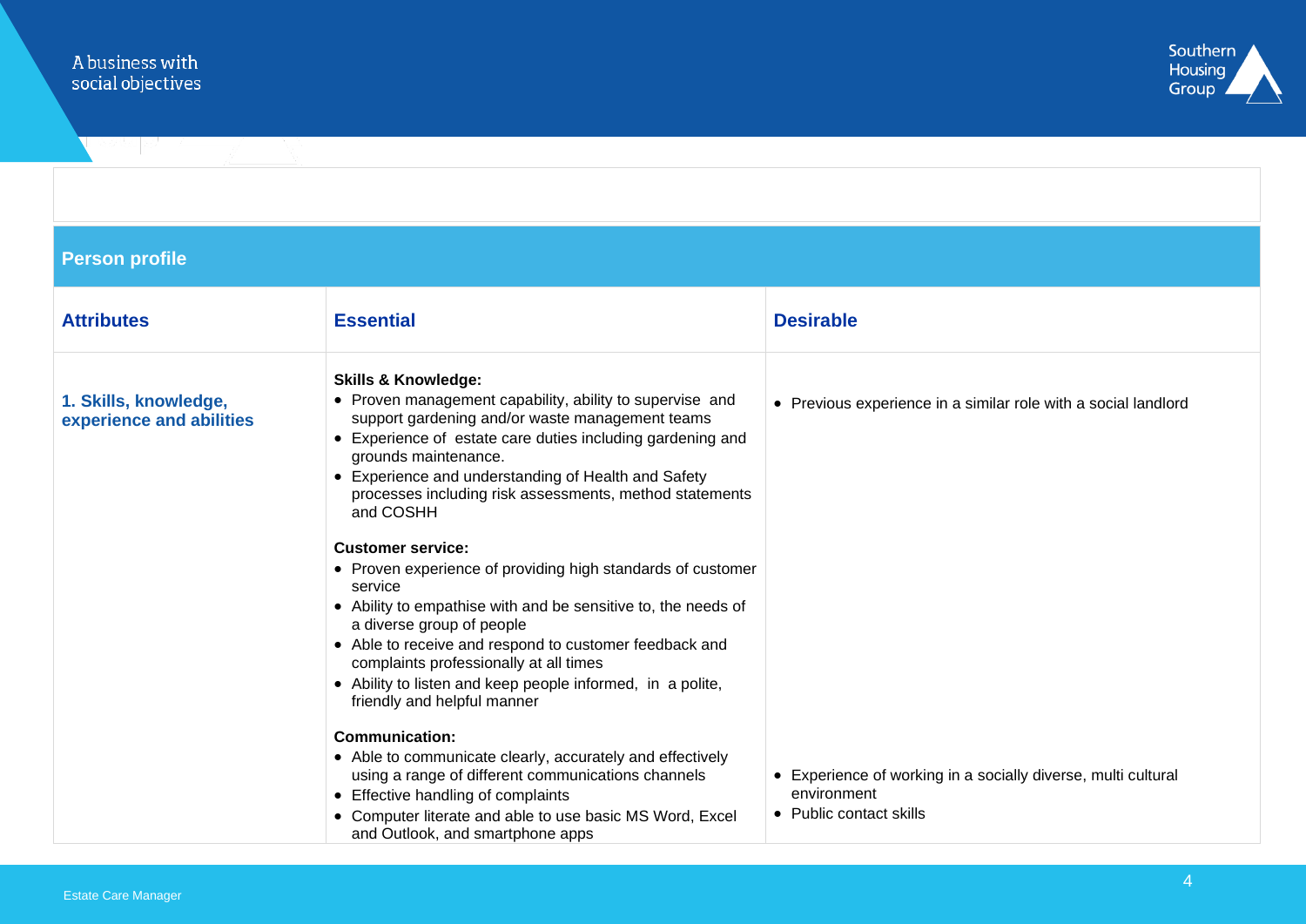## Person profile

| Attributes | Essential | Desirable |
|---|---|---|
| **1. Skills, knowledge, experience and abilities** | **Skills & Knowledge:**<br>• Proven management capability, ability to supervise and support gardening and/or waste management teams<br>• Experience of estate care duties including gardening and grounds maintenance.<br>• Experience and understanding of Health and Safety processes including risk assessments, method statements and COSHH<br><br>**Customer service:**<br>• Proven experience of providing high standards of customer service<br>• Ability to empathise with and be sensitive to, the needs of a diverse group of people<br>• Able to receive and respond to customer feedback and complaints professionally at all times<br>• Ability to listen and keep people informed, in a polite, friendly and helpful manner<br><br>**Communication:**<br>• Able to communicate clearly, accurately and effectively using a range of different communications channels<br>• Effective handling of complaints<br>• Computer literate and able to use basic MS Word, Excel and Outlook, and smartphone apps | • Previous experience in a similar role with a social landlord<br><br>• Experience of working in a socially diverse, multi cultural environment<br>• Public contact skills |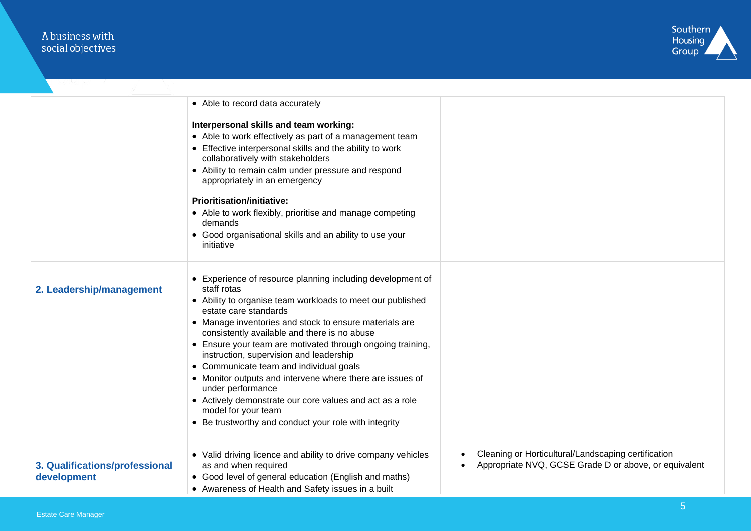| | | |
|---|---|---|
| | • Able to record data accurately<br><br>**Interpersonal skills and team working:**<br>• Able to work effectively as part of a management team<br>• Effective interpersonal skills and the ability to work collaboratively with stakeholders<br>• Ability to remain calm under pressure and respond appropriately in an emergency<br><br>**Prioritisation/initiative:**<br>• Able to work flexibly, prioritise and manage competing demands<br>• Good organisational skills and an ability to use your initiative | |
| **2. Leadership/management** | • Experience of resource planning including development of staff rotas<br>• Ability to organise team workloads to meet our published estate care standards<br>• Manage inventories and stock to ensure materials are consistently available and there is no abuse<br>• Ensure your team are motivated through ongoing training, instruction, supervision and leadership<br>• Communicate team and individual goals<br>• Monitor outputs and intervene where there are issues of under performance<br>• Actively demonstrate our core values and act as a role model for your team<br>• Be trustworthy and conduct your role with integrity | |
| **3. Qualifications/professional development** | • Valid driving licence and ability to drive company vehicles as and when required<br>• Good level of general education (English and maths)<br>• Awareness of Health and Safety issues in a built | • Cleaning or Horticultural/Landscaping certification<br>• Appropriate NVQ, GCSE Grade D or above, or equivalent |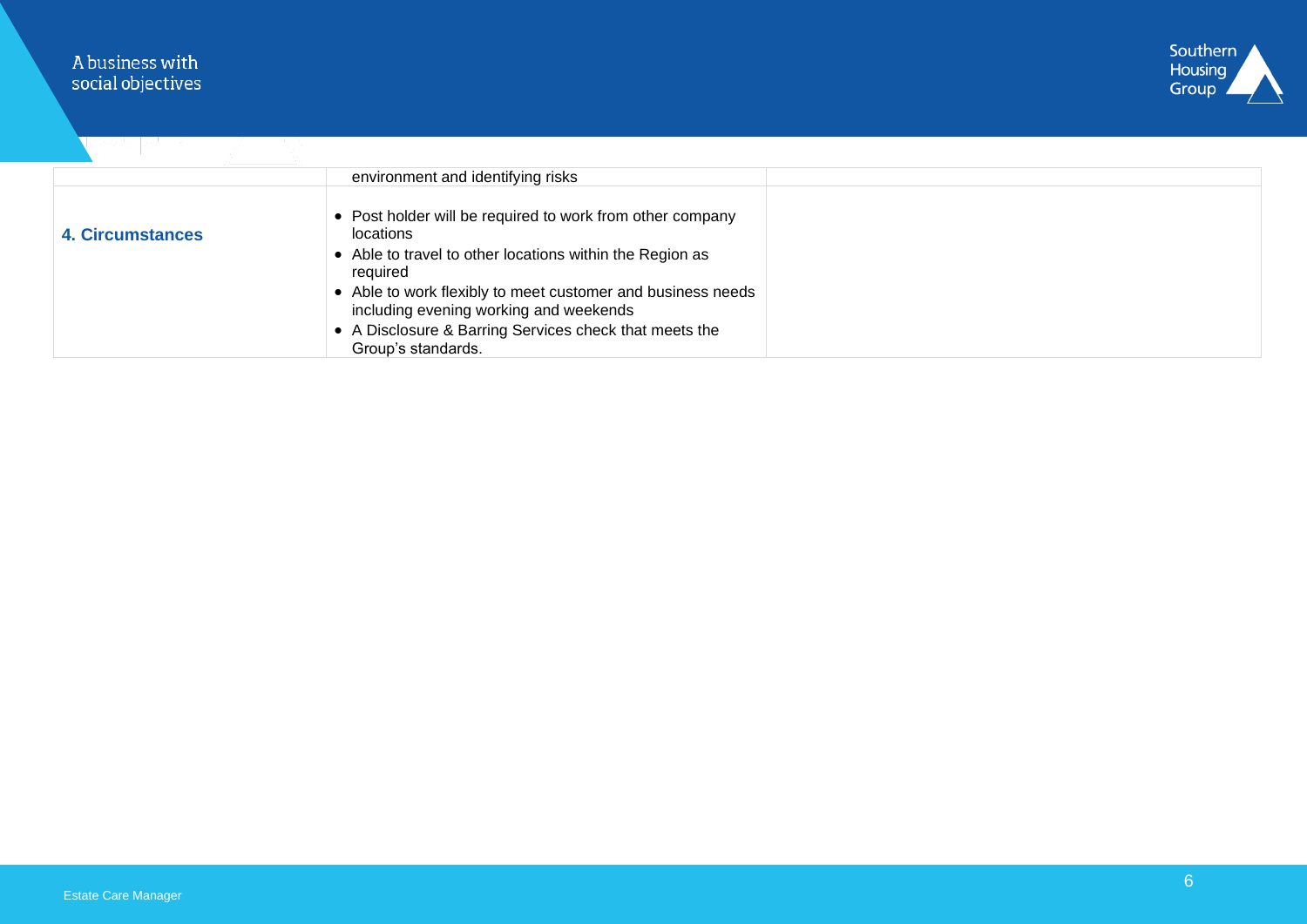| | | |
|---|---|---|
| | environment and identifying risks | |
| **4. Circumstances** | • Post holder will be required to work from other company locations<br>• Able to travel to other locations within the Region as required<br>• Able to work flexibly to meet customer and business needs including evening working and weekends<br>• A Disclosure & Barring Services check that meets the Group's standards. | |